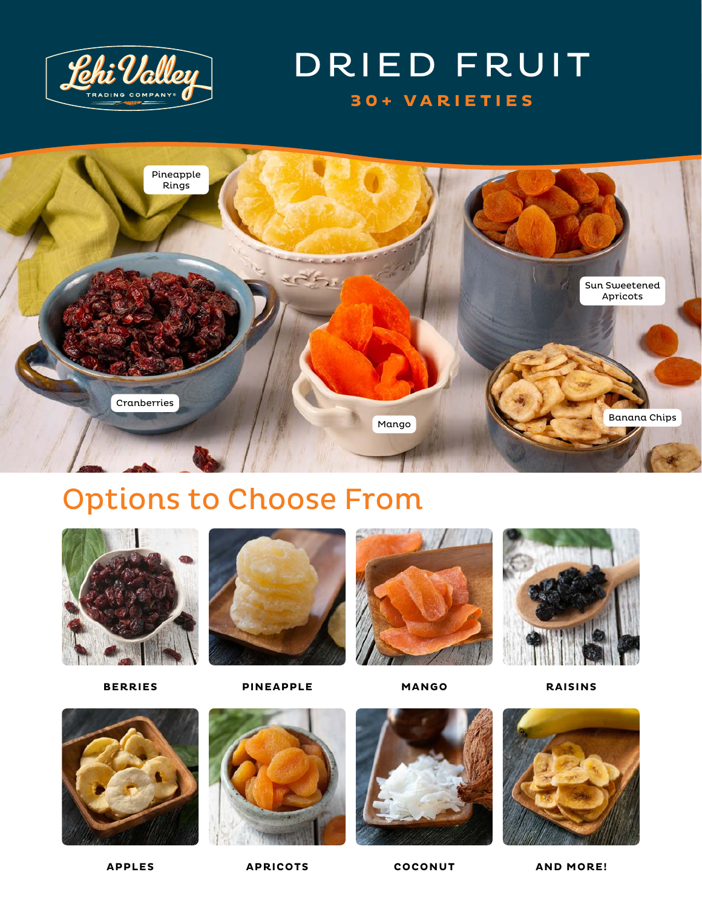Lehi Valley TRADING COMPANY®

# DRIED FRUIT

**30+ VARIETIES**

Pineapple Rings

Sun Sweetened Apricots

Cranberries

Mango

Banana Chips

## Options to Choose From

**BERRIES**

**PINEAPPLE**

**MANGO**

**RAISINS**

**APPLES**

**APRICOTS**

**COCONUT**

**AND MORE!**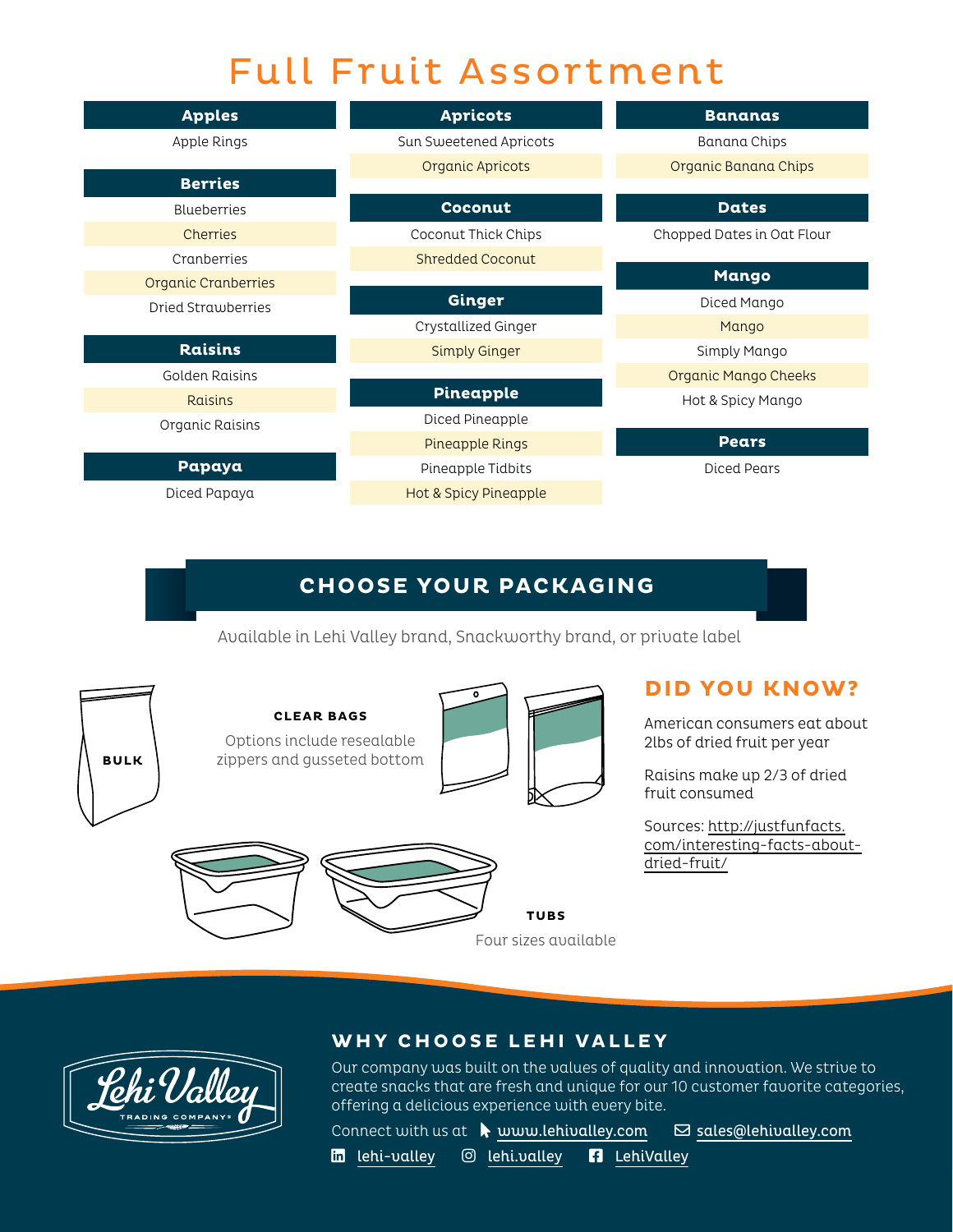# Full Fruit Assortment

### Apples
- Apple Rings

### Berries
- Blueberries
- Cherries
- Cranberries
- Organic Cranberries
- Dried Strawberries

### Raisins
- Golden Raisins
- Raisins
- Organic Raisins

### Papaya
- Diced Papaya

### Apricots
- Sun Sweetened Apricots
- Organic Apricots

### Coconut
- Coconut Thick Chips
- Shredded Coconut

### Ginger
- Crystallized Ginger
- Simply Ginger

### Pineapple
- Diced Pineapple
- Pineapple Rings
- Pineapple Tidbits
- Hot & Spicy Pineapple

### Bananas
- Banana Chips
- Organic Banana Chips

### Dates
- Chopped Dates in Oat Flour

### Mango
- Diced Mango
- Mango
- Simply Mango
- Organic Mango Cheeks
- Hot & Spicy Mango

### Pears
- Diced Pears

## CHOOSE YOUR PACKAGING

Available in Lehi Valley brand, Snackworthy brand, or private label

**BULK**

**CLEAR BAGS**

Options include resealable zippers and gusseted bottom

**TUBS**

Four sizes available

## DID YOU KNOW?

American consumers eat about 2lbs of dried fruit per year

Raisins make up 2/3 of dried fruit consumed

Sources: http://justfunfacts.com/interesting-facts-about-dried-fruit/

Lehi Valley TRADING COMPANY

## WHY CHOOSE LEHI VALLEY

Our company was built on the values of quality and innovation. We strive to create snacks that are fresh and unique for our 10 customer favorite categories, offering a delicious experience with every bite.

Connect with us at www.lehivalley.com sales@lehivalley.com

lehi-valley lehi.valley LehiValley